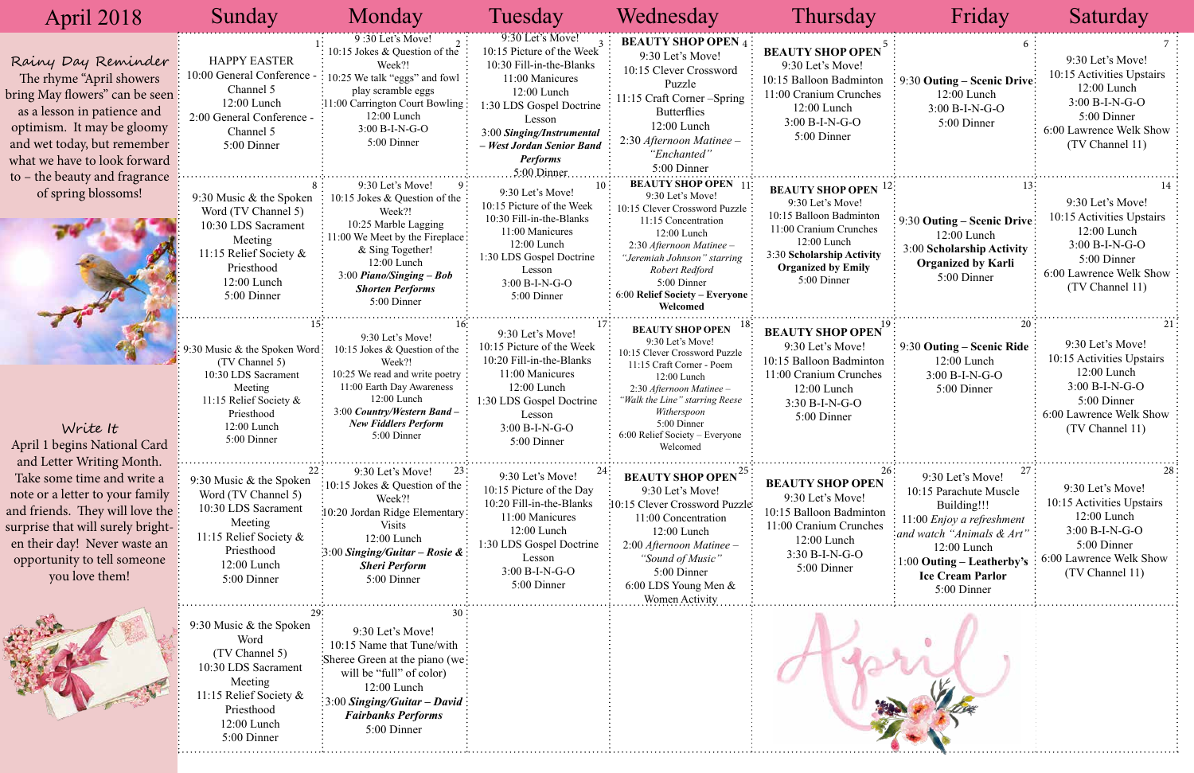# April 2018

## Rainy Day Reminder

The rhyme "April showers bring May flowers" can be seen as a lesson in patience and optimism. It may be gloomy and wet today, but remember what we have to look forward to – the beauty and fragrance of spring blossoms!

## Write It

April 1 begins National Card and Letter Writing Month. Take some time and write a note or a letter to your family and friends. They will love the surprise that will surely brighten their day! Never waste an opportunity to tell someone you love them!

| Sunday | Monday | Tuesday | Wednesday | Thursday | Friday | Saturday |
|---|---|---|---|---|---|---|
| 1<br>HAPPY EASTER<br>10:00 General Conference - Channel 5<br>12:00 Lunch<br>2:00 General Conference - Channel 5<br>5:00 Dinner | 2<br>9:30 Let's Move!<br>10:15 Jokes & Question of the Week?!<br>10:25 We talk "eggs" and fowl play scramble eggs<br>11:00 Carrington Court Bowling<br>12:00 Lunch<br>3:00 B-I-N-G-O<br>5:00 Dinner | 3<br>9:30 Let's Move!<br>10:15 Picture of the Week<br>10:30 Fill-in-the-Blanks<br>11:00 Manicures<br>12:00 Lunch<br>1:30 LDS Gospel Doctrine Lesson<br>3:00 ***Singing/Instrumental – West Jordan Senior Band Performs***<br>5:00 Dinner | 4<br>**BEAUTY SHOP OPEN**<br>9:30 Let's Move!<br>10:15 Clever Crossword Puzzle<br>11:15 Craft Corner –Spring Butterflies<br>12:00 Lunch<br>2:30 *Afternoon Matinee – "Enchanted"*<br>5:00 Dinner | 5<br>**BEAUTY SHOP OPEN**<br>9:30 Let's Move!<br>10:15 Balloon Badminton<br>11:00 Cranium Crunches<br>12:00 Lunch<br>3:00 B-I-N-G-O<br>5:00 Dinner | 6<br>9:30 **Outing – Scenic Drive**<br>12:00 Lunch<br>3:00 B-I-N-G-O<br>5:00 Dinner | 7<br>9:30 Let's Move!<br>10:15 Activities Upstairs<br>12:00 Lunch<br>3:00 B-I-N-G-O<br>5:00 Dinner<br>6:00 Lawrence Welk Show (TV Channel 11) |
| 8<br>9:30 Music & the Spoken Word (TV Channel 5)<br>10:30 LDS Sacrament Meeting<br>11:15 Relief Society & Priesthood<br>12:00 Lunch<br>5:00 Dinner | 9<br>9:30 Let's Move!<br>10:15 Jokes & Question of the Week?!<br>10:25 Marble Lagging<br>11:00 We Meet by the Fireplace & Sing Together!<br>12:00 Lunch<br>3:00 ***Piano/Singing – Bob Shorten Performs***<br>5:00 Dinner | 10<br>9:30 Let's Move!<br>10:15 Picture of the Week<br>10:30 Fill-in-the-Blanks<br>11:00 Manicures<br>12:00 Lunch<br>1:30 LDS Gospel Doctrine Lesson<br>3:00 B-I-N-G-O<br>5:00 Dinner | 11<br>**BEAUTY SHOP OPEN**<br>9:30 Let's Move!<br>10:15 Clever Crossword Puzzle<br>11:15 Concentration<br>12:00 Lunch<br>2:30 *Afternoon Matinee – "Jeremiah Johnson" starring Robert Redford*<br>5:00 Dinner<br>6:00 **Relief Society – Everyone Welcomed** | 12<br>**BEAUTY SHOP OPEN**<br>9:30 Let's Move!<br>10:15 Balloon Badminton<br>11:00 Cranium Crunches<br>12:00 Lunch<br>3:30 **Scholarship Activity Organized by Emily**<br>5:00 Dinner | 13<br>9:30 **Outing – Scenic Drive**<br>12:00 Lunch<br>3:00 **Scholarship Activity Organized by Karli**<br>5:00 Dinner | 14<br>9:30 Let's Move!<br>10:15 Activities Upstairs<br>12:00 Lunch<br>3:00 B-I-N-G-O<br>5:00 Dinner<br>6:00 Lawrence Welk Show (TV Channel 11) |
| 15<br>9:30 Music & the Spoken Word (TV Channel 5)<br>10:30 LDS Sacrament Meeting<br>11:15 Relief Society & Priesthood<br>12:00 Lunch<br>5:00 Dinner | 16<br>9:30 Let's Move!<br>10:15 Jokes & Question of the Week?!<br>10:25 We read and write poetry<br>11:00 Earth Day Awareness<br>12:00 Lunch<br>3:00 ***Country/Western Band – New Fiddlers Perform***<br>5:00 Dinner | 17<br>9:30 Let's Move!<br>10:15 Picture of the Week<br>10:20 Fill-in-the-Blanks<br>11:00 Manicures<br>12:00 Lunch<br>1:30 LDS Gospel Doctrine Lesson<br>3:00 B-I-N-G-O<br>5:00 Dinner | 18<br>**BEAUTY SHOP OPEN**<br>9:30 Let's Move!<br>10:15 Clever Crossword Puzzle<br>11:15 Craft Corner - Poem<br>12:00 Lunch<br>2:30 *Afternoon Matinee – "Walk the Line" starring Reese Witherspoon*<br>5:00 Dinner<br>6:00 Relief Society – Everyone Welcomed | 19<br>**BEAUTY SHOP OPEN**<br>9:30 Let's Move!<br>10:15 Balloon Badminton<br>11:00 Cranium Crunches<br>12:00 Lunch<br>3:30 B-I-N-G-O<br>5:00 Dinner | 20<br>9:30 **Outing – Scenic Ride**<br>12:00 Lunch<br>3:00 B-I-N-G-O<br>5:00 Dinner | 21<br>9:30 Let's Move!<br>10:15 Activities Upstairs<br>12:00 Lunch<br>3:00 B-I-N-G-O<br>5:00 Dinner<br>6:00 Lawrence Welk Show (TV Channel 11) |
| 22<br>9:30 Music & the Spoken Word (TV Channel 5)<br>10:30 LDS Sacrament Meeting<br>11:15 Relief Society & Priesthood<br>12:00 Lunch<br>5:00 Dinner | 23<br>9:30 Let's Move!<br>10:15 Jokes & Question of the Week?!<br>10:20 Jordan Ridge Elementary Visits<br>12:00 Lunch<br>3:00 ***Singing/Guitar – Rosie & Sheri Perform***<br>5:00 Dinner | 24<br>9:30 Let's Move!<br>10:15 Picture of the Day<br>10:20 Fill-in-the-Blanks<br>11:00 Manicures<br>12:00 Lunch<br>1:30 LDS Gospel Doctrine Lesson<br>3:00 B-I-N-G-O<br>5:00 Dinner | 25<br>**BEAUTY SHOP OPEN**<br>9:30 Let's Move!<br>10:15 Clever Crossword Puzzle<br>11:00 Concentration<br>12:00 Lunch<br>2:00 *Afternoon Matinee – "Sound of Music"*<br>5:00 Dinner<br>6:00 LDS Young Men & Women Activity | 26<br>**BEAUTY SHOP OPEN**<br>9:30 Let's Move!<br>10:15 Balloon Badminton<br>11:00 Cranium Crunches<br>12:00 Lunch<br>3:30 B-I-N-G-O<br>5:00 Dinner | 27<br>9:30 Let's Move!<br>10:15 Parachute Muscle Building!!!<br>11:00 *Enjoy a refreshment and watch "Animals & Art"*<br>12:00 Lunch<br>1:00 **Outing – Leatherby's Ice Cream Parlor**<br>5:00 Dinner | 28<br>9:30 Let's Move!<br>10:15 Activities Upstairs<br>12:00 Lunch<br>3:00 B-I-N-G-O<br>5:00 Dinner<br>6:00 Lawrence Welk Show (TV Channel 11) |
| 29<br>9:30 Music & the Spoken Word (TV Channel 5)<br>10:30 LDS Sacrament Meeting<br>11:15 Relief Society & Priesthood<br>12:00 Lunch<br>5:00 Dinner | 30<br>9:30 Let's Move!<br>10:15 Name that Tune/with Sheree Green at the piano (we will be "full" of color)<br>12:00 Lunch<br>3:00 ***Singing/Guitar – David Fairbanks Performs***<br>5:00 Dinner | | | | | |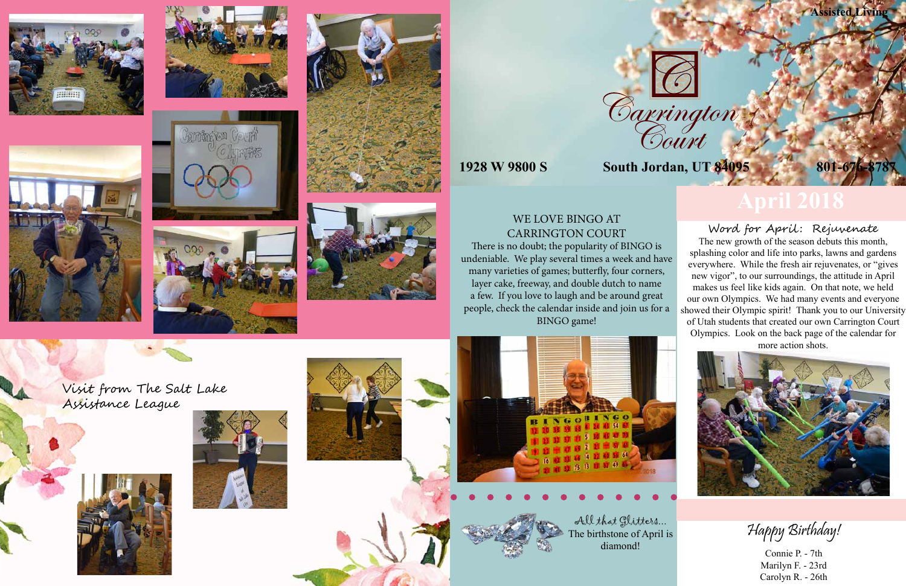## Visit from The Salt Lake Assistance League

Assisted Living

# Carrington Court

1928 W 9800 S South Jordan, UT 84095 801-676-8787

## WE LOVE BINGO AT CARRINGTON COURT

There is no doubt; the popularity of BINGO is undeniable. We play several times a week and have many varieties of games; butterfly, four corners, layer cake, freeway, and double dutch to name a few. If you love to laugh and be around great people, check the calendar inside and join us for a BINGO game!

## All that Glitters...

The birthstone of April is diamond!

# April 2018

## Word for April: Rejuvenate

The new growth of the season debuts this month, splashing color and life into parks, lawns and gardens everywhere. While the fresh air rejuvenates, or "gives new vigor", to our surroundings, the attitude in April makes us feel like kids again. On that note, we held our own Olympics. We had many events and everyone showed their Olympic spirit! Thank you to our University of Utah students that created our own Carrington Court Olympics. Look on the back page of the calendar for more action shots.

## Happy Birthday!

Connie P. - 7th
Marilyn F. - 23rd
Carolyn R. - 26th